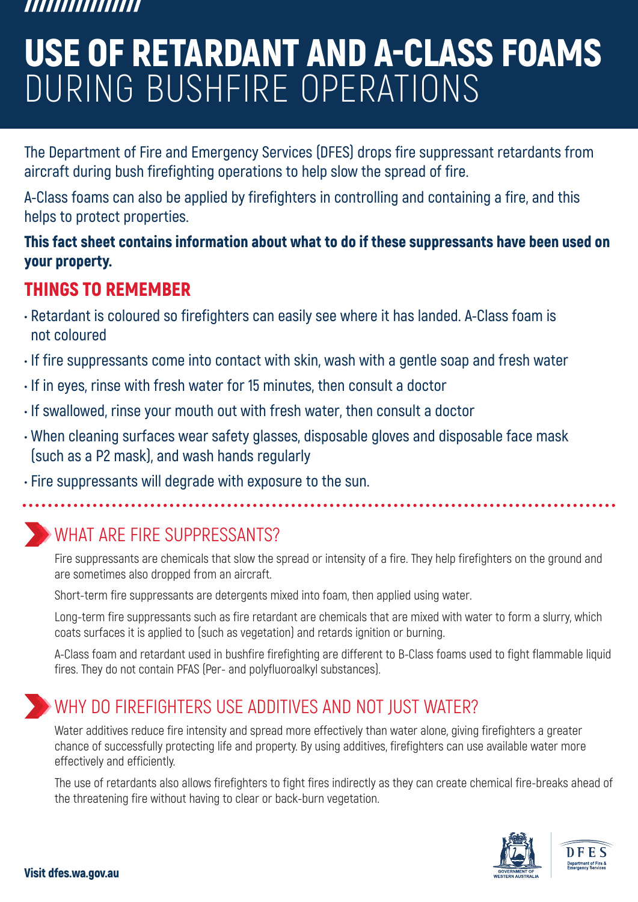# USE OF RETARDANT AND A-CLASS FOAMS DURING BUSHFIRE OPERATIONS

The Department of Fire and Emergency Services (DFES) drops fire suppressant retardants from aircraft during bush firefighting operations to help slow the spread of fire.

A-Class foams can also be applied by firefighters in controlling and containing a fire, and this helps to protect properties.

**This fact sheet contains information about what to do if these suppressants have been used on your property.**

## THINGS TO REMEMBER

- Retardant is coloured so firefighters can easily see where it has landed. A-Class foam is not coloured
- If fire suppressants come into contact with skin, wash with a gentle soap and fresh water
- If in eyes, rinse with fresh water for 15 minutes, then consult a doctor
- If swallowed, rinse your mouth out with fresh water, then consult a doctor
- When cleaning surfaces wear safety glasses, disposable gloves and disposable face mask (such as a P2 mask), and wash hands regularly
- Fire suppressants will degrade with exposure to the sun.

## WHAT ARE FIRE SUPPRESSANTS?

Fire suppressants are chemicals that slow the spread or intensity of a fire. They help firefighters on the ground and are sometimes also dropped from an aircraft.

Short-term fire suppressants are detergents mixed into foam, then applied using water.

Long-term fire suppressants such as fire retardant are chemicals that are mixed with water to form a slurry, which coats surfaces it is applied to (such as vegetation) and retards ignition or burning.

A-Class foam and retardant used in bushfire firefighting are different to B-Class foams used to fight flammable liquid fires. They do not contain PFAS (Per- and polyfluoroalkyl substances).

## WHY DO FIREFIGHTERS USE ADDITIVES AND NOT JUST WATER?

Water additives reduce fire intensity and spread more effectively than water alone, giving firefighters a greater chance of successfully protecting life and property. By using additives, firefighters can use available water more effectively and efficiently.

The use of retardants also allows firefighters to fight fires indirectly as they can create chemical fire-breaks ahead of the threatening fire without having to clear or back-burn vegetation.

**Visit dfes.wa.gov.au**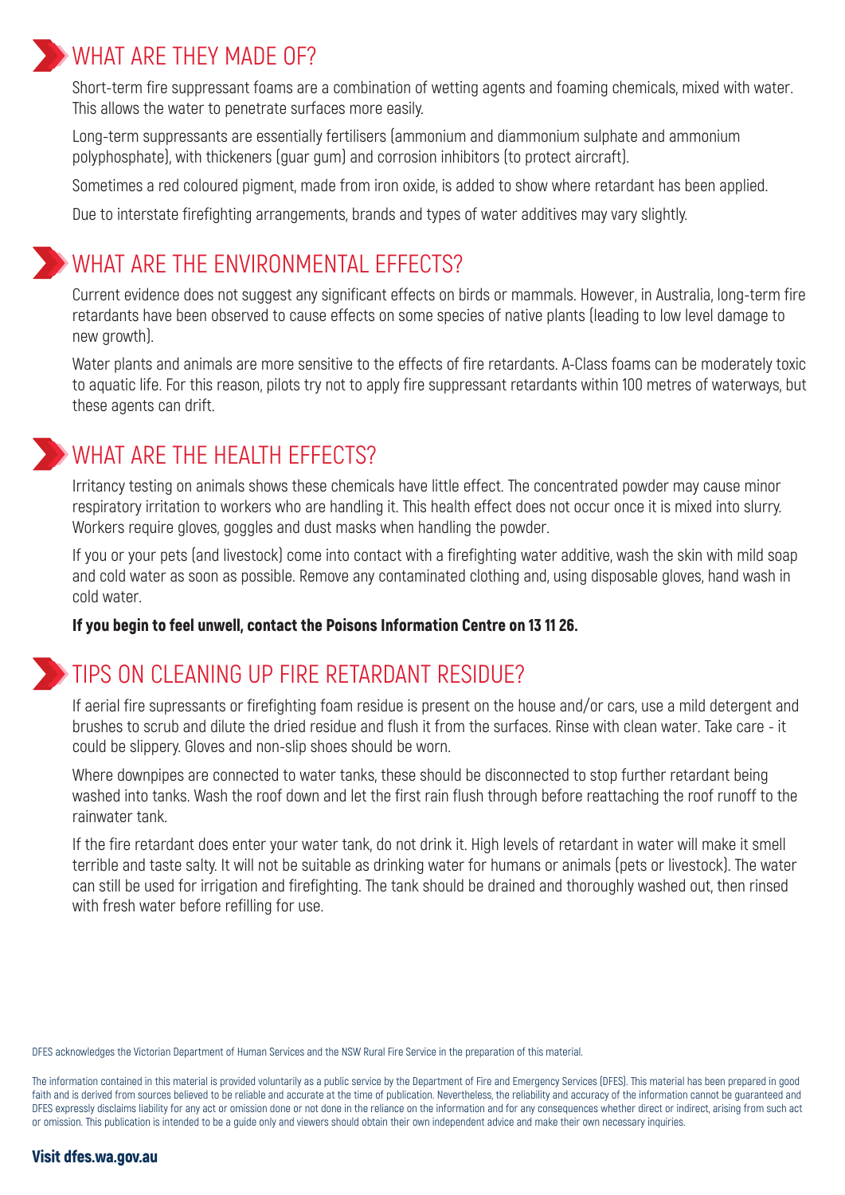## WHAT ARE THEY MADE OF?

Short-term fire suppressant foams are a combination of wetting agents and foaming chemicals, mixed with water. This allows the water to penetrate surfaces more easily.

Long-term suppressants are essentially fertilisers (ammonium and diammonium sulphate and ammonium polyphosphate), with thickeners (guar gum) and corrosion inhibitors (to protect aircraft).

Sometimes a red coloured pigment, made from iron oxide, is added to show where retardant has been applied.

Due to interstate firefighting arrangements, brands and types of water additives may vary slightly.

## WHAT ARE THE ENVIRONMENTAL EFFECTS?

Current evidence does not suggest any significant effects on birds or mammals. However, in Australia, long-term fire retardants have been observed to cause effects on some species of native plants (leading to low level damage to new growth).

Water plants and animals are more sensitive to the effects of fire retardants. A-Class foams can be moderately toxic to aquatic life. For this reason, pilots try not to apply fire suppressant retardants within 100 metres of waterways, but these agents can drift.

## WHAT ARE THE HEALTH EFFECTS?

Irritancy testing on animals shows these chemicals have little effect. The concentrated powder may cause minor respiratory irritation to workers who are handling it. This health effect does not occur once it is mixed into slurry. Workers require gloves, goggles and dust masks when handling the powder.

If you or your pets (and livestock) come into contact with a firefighting water additive, wash the skin with mild soap and cold water as soon as possible. Remove any contaminated clothing and, using disposable gloves, hand wash in cold water.

**If you begin to feel unwell, contact the Poisons Information Centre on 13 11 26.**

## TIPS ON CLEANING UP FIRE RETARDANT RESIDUE?

If aerial fire supressants or firefighting foam residue is present on the house and/or cars, use a mild detergent and brushes to scrub and dilute the dried residue and flush it from the surfaces. Rinse with clean water. Take care - it could be slippery. Gloves and non-slip shoes should be worn.

Where downpipes are connected to water tanks, these should be disconnected to stop further retardant being washed into tanks. Wash the roof down and let the first rain flush through before reattaching the roof runoff to the rainwater tank.

If the fire retardant does enter your water tank, do not drink it. High levels of retardant in water will make it smell terrible and taste salty. It will not be suitable as drinking water for humans or animals (pets or livestock). The water can still be used for irrigation and firefighting. The tank should be drained and thoroughly washed out, then rinsed with fresh water before refilling for use.

DFES acknowledges the Victorian Department of Human Services and the NSW Rural Fire Service in the preparation of this material.

The information contained in this material is provided voluntarily as a public service by the Department of Fire and Emergency Services (DFES). This material has been prepared in good faith and is derived from sources believed to be reliable and accurate at the time of publication. Nevertheless, the reliability and accuracy of the information cannot be guaranteed and DFES expressly disclaims liability for any act or omission done or not done in the reliance on the information and for any consequences whether direct or indirect, arising from such act or omission. This publication is intended to be a guide only and viewers should obtain their own independent advice and make their own necessary inquiries.

**Visit dfes.wa.gov.au**